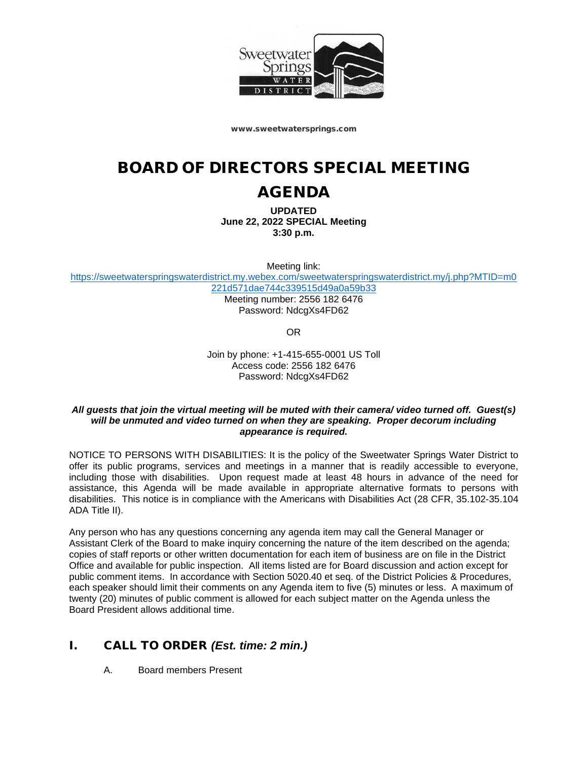www.sweetwatersprings.com

# BOARD OF DIRECTORS SPECIAL MEETING AGENDA

**UPDATED**
**June 22, 2022 SPECIAL Meeting**
**3:30 p.m.**

Meeting link:
https://sweetwaterspringswaterdistrict.my.webex.com/sweetwaterspringswaterdistrict.my/j.php?MTID=m0221d571dae744c339515d49a0a59b33
Meeting number: 2556 182 6476
Password: NdcgXs4FD62

OR

Join by phone: +1-415-655-0001 US Toll
Access code: 2556 182 6476
Password: NdcgXs4FD62

***All guests that join the virtual meeting will be muted with their camera/ video turned off. Guest(s) will be unmuted and video turned on when they are speaking. Proper decorum including appearance is required.***

NOTICE TO PERSONS WITH DISABILITIES: It is the policy of the Sweetwater Springs Water District to offer its public programs, services and meetings in a manner that is readily accessible to everyone, including those with disabilities. Upon request made at least 48 hours in advance of the need for assistance, this Agenda will be made available in appropriate alternative formats to persons with disabilities. This notice is in compliance with the Americans with Disabilities Act (28 CFR, 35.102-35.104 ADA Title II).

Any person who has any questions concerning any agenda item may call the General Manager or Assistant Clerk of the Board to make inquiry concerning the nature of the item described on the agenda; copies of staff reports or other written documentation for each item of business are on file in the District Office and available for public inspection. All items listed are for Board discussion and action except for public comment items. In accordance with Section 5020.40 et seq. of the District Policies & Procedures, each speaker should limit their comments on any Agenda item to five (5) minutes or less. A maximum of twenty (20) minutes of public comment is allowed for each subject matter on the Agenda unless the Board President allows additional time.

## I. CALL TO ORDER *(Est. time: 2 min.)*

A. Board members Present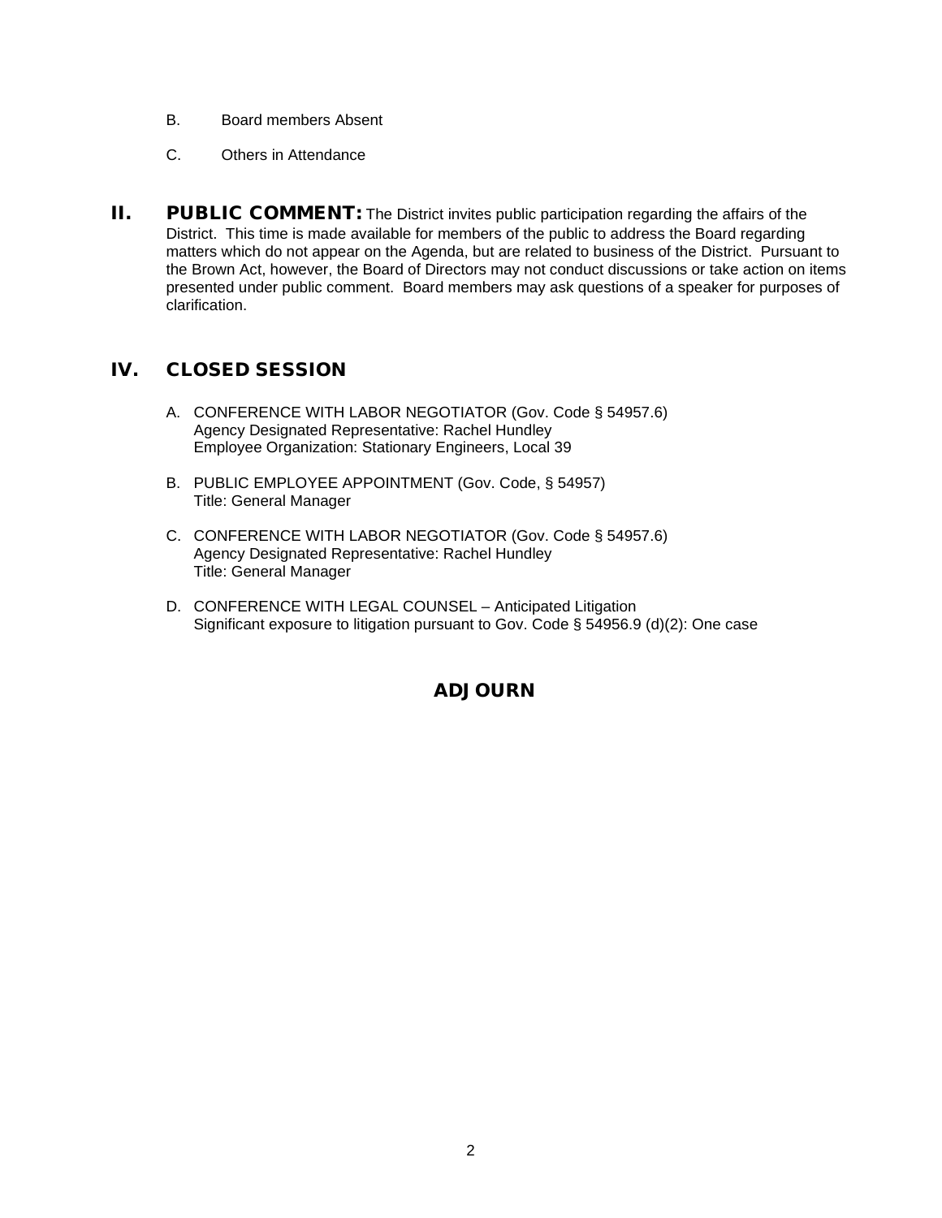B. Board members Absent

C. Others in Attendance

## II. PUBLIC COMMENT:

The District invites public participation regarding the affairs of the District. This time is made available for members of the public to address the Board regarding matters which do not appear on the Agenda, but are related to business of the District. Pursuant to the Brown Act, however, the Board of Directors may not conduct discussions or take action on items presented under public comment. Board members may ask questions of a speaker for purposes of clarification.

## IV. CLOSED SESSION

A. CONFERENCE WITH LABOR NEGOTIATOR (Gov. Code § 54957.6)
Agency Designated Representative: Rachel Hundley
Employee Organization: Stationary Engineers, Local 39

B. PUBLIC EMPLOYEE APPOINTMENT (Gov. Code, § 54957)
Title: General Manager

C. CONFERENCE WITH LABOR NEGOTIATOR (Gov. Code § 54957.6)
Agency Designated Representative: Rachel Hundley
Title: General Manager

D. CONFERENCE WITH LEGAL COUNSEL – Anticipated Litigation
Significant exposure to litigation pursuant to Gov. Code § 54956.9 (d)(2): One case

## ADJOURN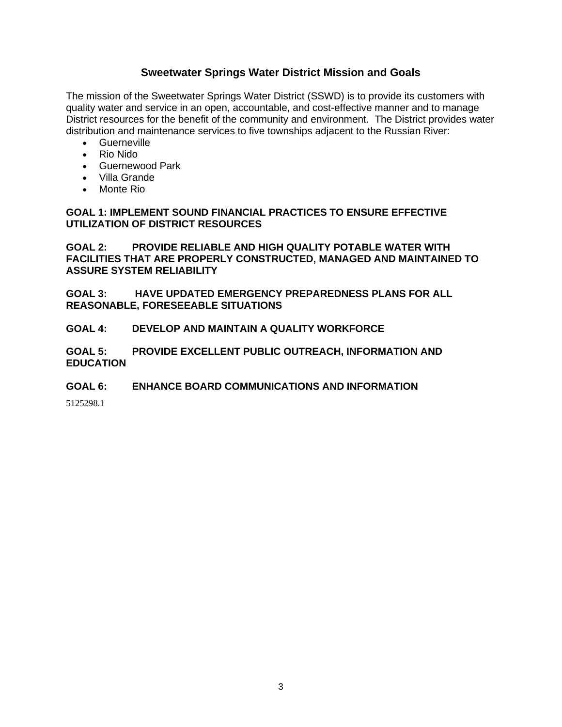## Sweetwater Springs Water District Mission and Goals

The mission of the Sweetwater Springs Water District (SSWD) is to provide its customers with quality water and service in an open, accountable, and cost-effective manner and to manage District resources for the benefit of the community and environment. The District provides water distribution and maintenance services to five townships adjacent to the Russian River:

- Guerneville
- Rio Nido
- Guernewood Park
- Villa Grande
- Monte Rio

**GOAL 1: IMPLEMENT SOUND FINANCIAL PRACTICES TO ENSURE EFFECTIVE UTILIZATION OF DISTRICT RESOURCES**

**GOAL 2: PROVIDE RELIABLE AND HIGH QUALITY POTABLE WATER WITH FACILITIES THAT ARE PROPERLY CONSTRUCTED, MANAGED AND MAINTAINED TO ASSURE SYSTEM RELIABILITY**

**GOAL 3: HAVE UPDATED EMERGENCY PREPAREDNESS PLANS FOR ALL REASONABLE, FORESEEABLE SITUATIONS**

**GOAL 4: DEVELOP AND MAINTAIN A QUALITY WORKFORCE**

**GOAL 5: PROVIDE EXCELLENT PUBLIC OUTREACH, INFORMATION AND EDUCATION**

**GOAL 6: ENHANCE BOARD COMMUNICATIONS AND INFORMATION**

5125298.1